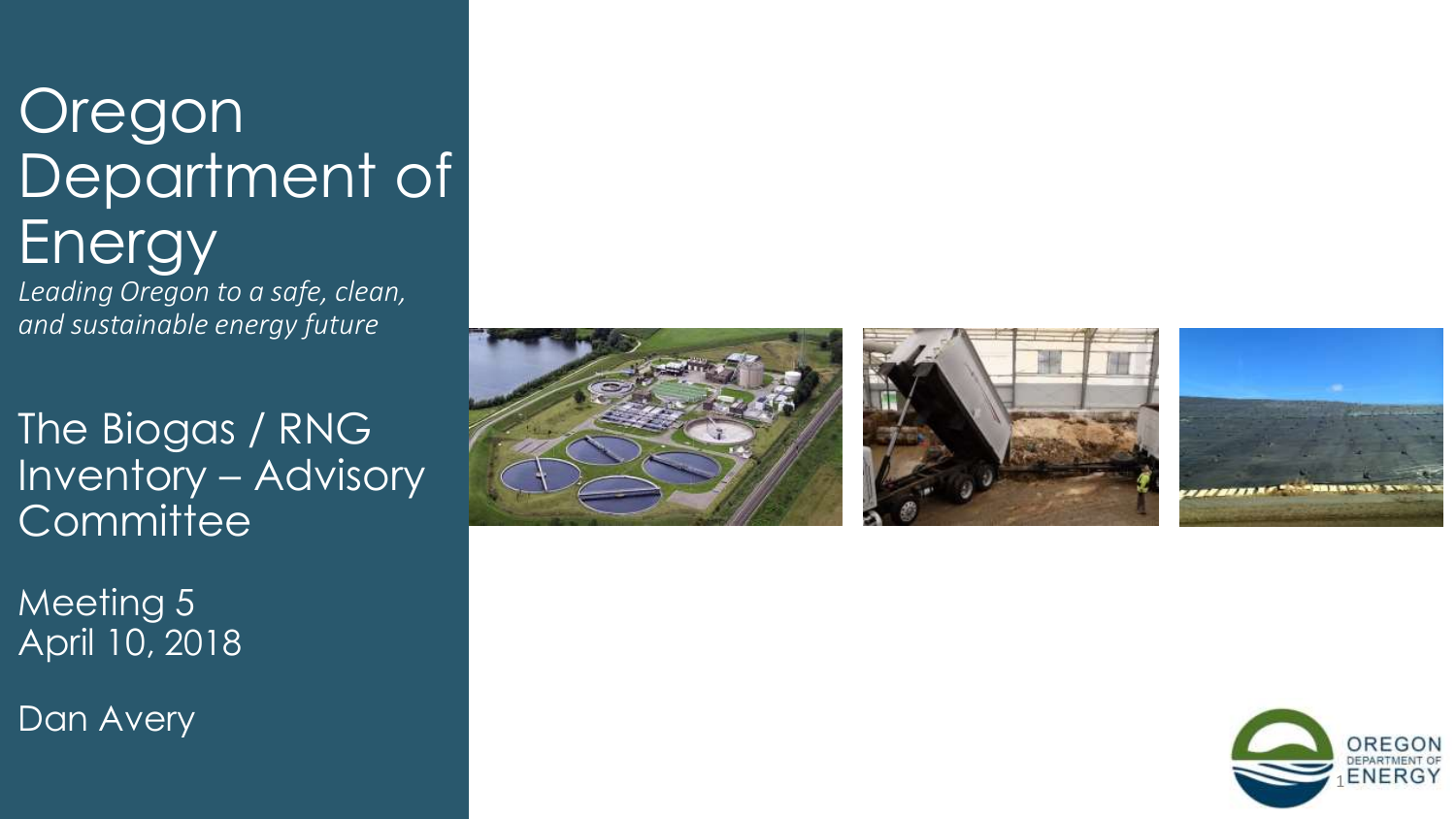# Oregon Department of Energy

*Leading Oregon to a safe, clean, and sustainable energy future*

## The Biogas / RNG Inventory – Advisory Committee

Meeting 5
April 10, 2018

Dan Avery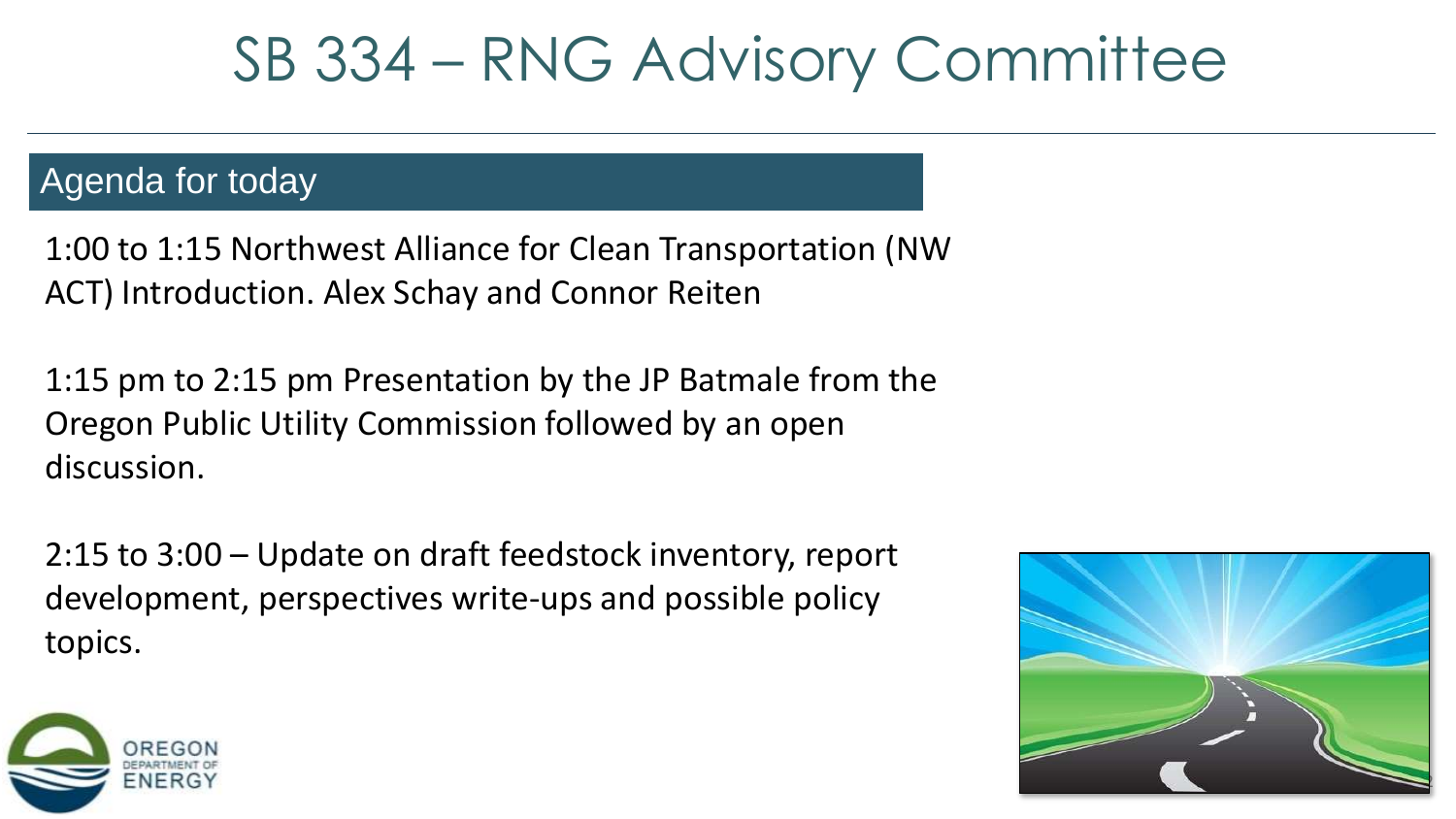# SB 334 – RNG Advisory Committee

## Agenda for today

1:00 to 1:15 Northwest Alliance for Clean Transportation (NW ACT) Introduction. Alex Schay and Connor Reiten

1:15 pm to 2:15 pm Presentation by the JP Batmale from the Oregon Public Utility Commission followed by an open discussion.

2:15 to 3:00 – Update on draft feedstock inventory, report development, perspectives write-ups and possible policy topics.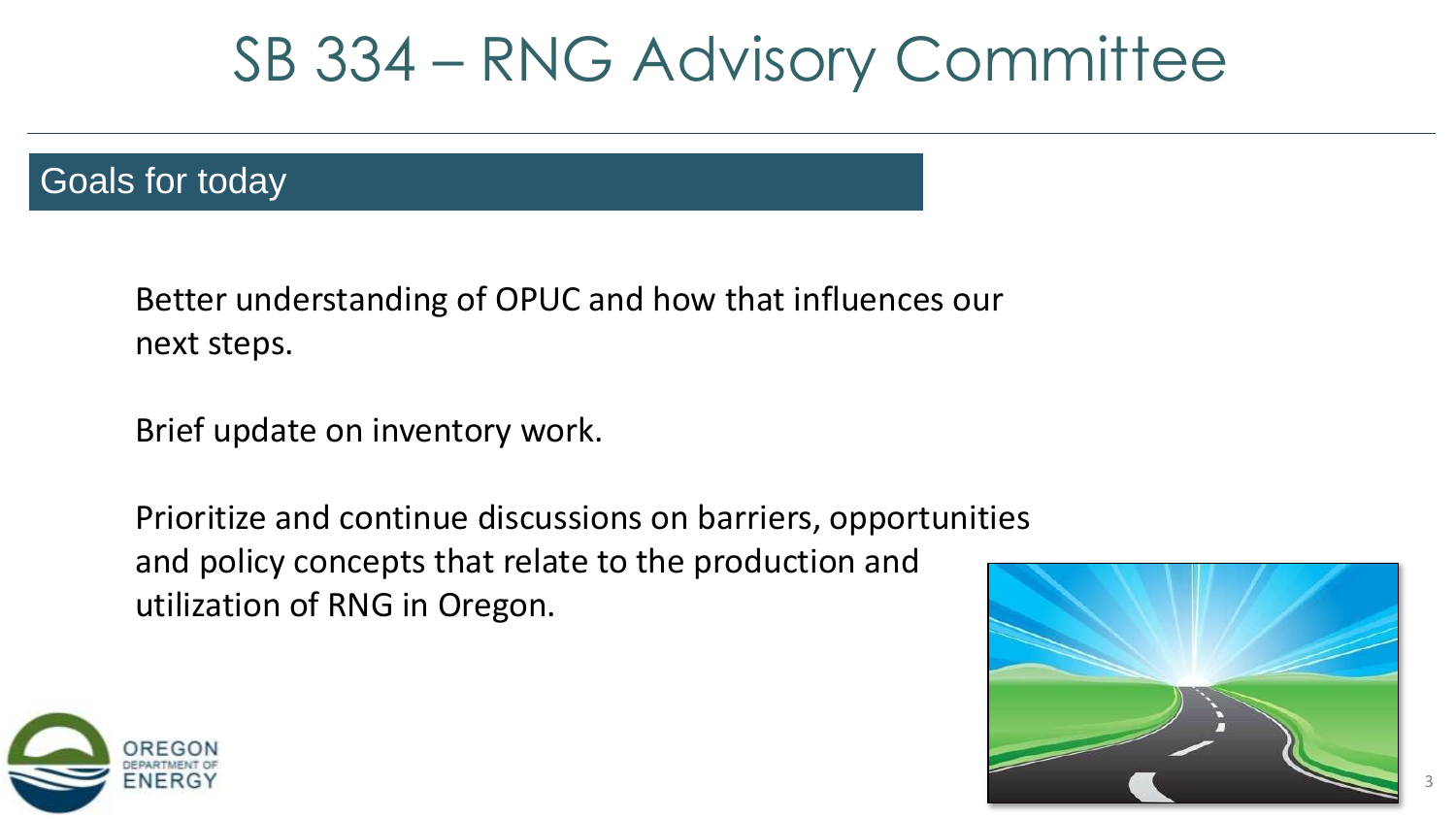# SB 334 – RNG Advisory Committee

## Goals for today

Better understanding of OPUC and how that influences our next steps.

Brief update on inventory work.

Prioritize and continue discussions on barriers, opportunities and policy concepts that relate to the production and utilization of RNG in Oregon.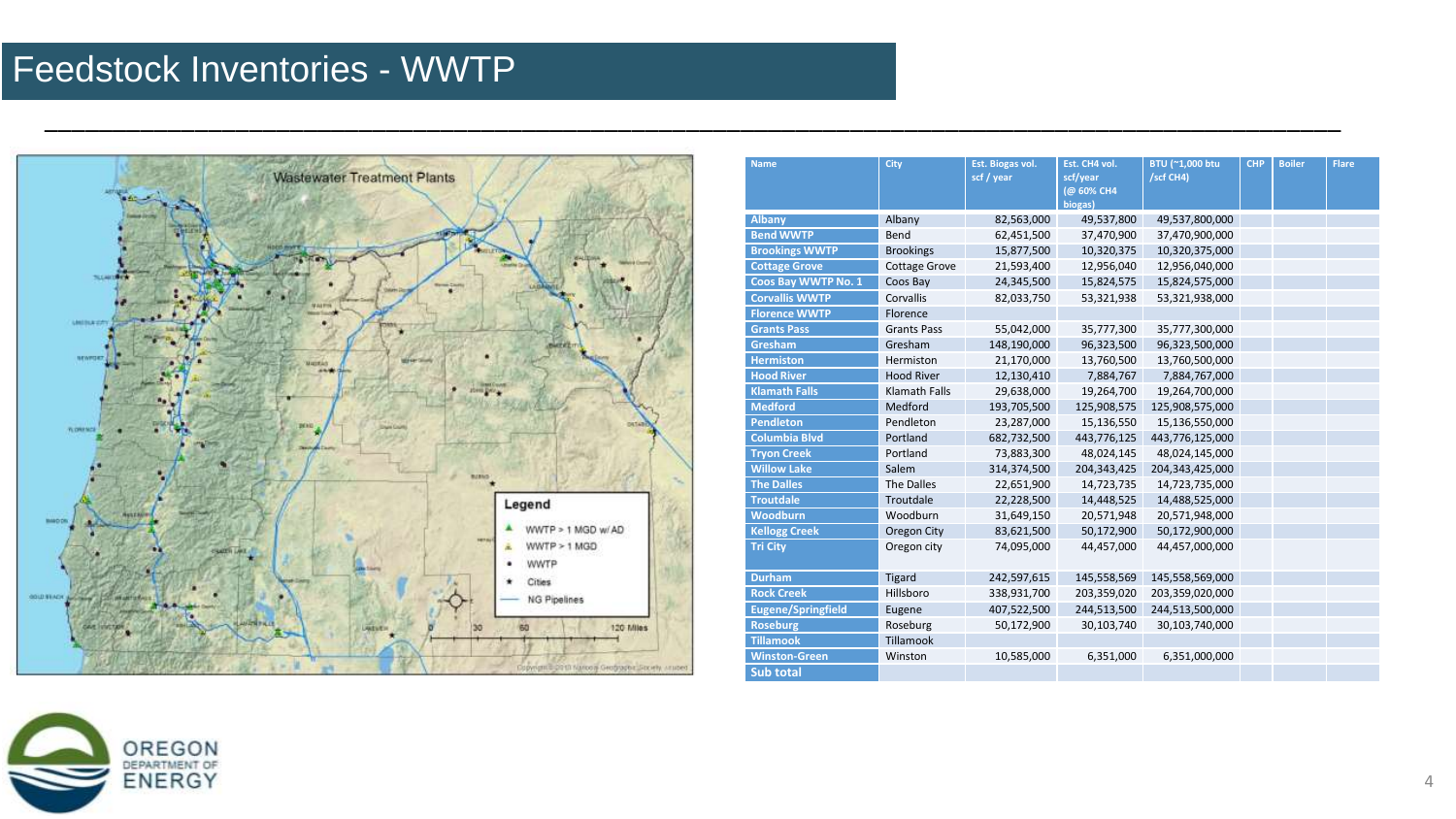# Feedstock Inventories - WWTP

| Name | City | Est. Biogas vol. scf / year | Est. CH4 vol. scf/year (@ 60% CH4 biogas) | BTU (~1,000 btu /scf CH4) | CHP | Boiler | Flare |
|---|---|---|---|---|---|---|---|
| Albany | Albany | 82,563,000 | 49,537,800 | 49,537,800,000 | | | |
| Bend WWTP | Bend | 62,451,500 | 37,470,900 | 37,470,900,000 | | | |
| Brookings WWTP | Brookings | 15,877,500 | 10,320,375 | 10,320,375,000 | | | |
| Cottage Grove | Cottage Grove | 21,593,400 | 12,956,040 | 12,956,040,000 | | | |
| Coos Bay WWTP No. 1 | Coos Bay | 24,345,500 | 15,824,575 | 15,824,575,000 | | | |
| Corvallis WWTP | Corvallis | 82,033,750 | 53,321,938 | 53,321,938,000 | | | |
| Florence WWTP | Florence | | | | | | |
| Grants Pass | Grants Pass | 55,042,000 | 35,777,300 | 35,777,300,000 | | | |
| Gresham | Gresham | 148,190,000 | 96,323,500 | 96,323,500,000 | | | |
| Hermiston | Hermiston | 21,170,000 | 13,760,500 | 13,760,500,000 | | | |
| Hood River | Hood River | 12,130,410 | 7,884,767 | 7,884,767,000 | | | |
| Klamath Falls | Klamath Falls | 29,638,000 | 19,264,700 | 19,264,700,000 | | | |
| Medford | Medford | 193,705,500 | 125,908,575 | 125,908,575,000 | | | |
| Pendleton | Pendleton | 23,287,000 | 15,136,550 | 15,136,550,000 | | | |
| Columbia Blvd | Portland | 682,732,500 | 443,776,125 | 443,776,125,000 | | | |
| Tryon Creek | Portland | 73,883,300 | 48,024,145 | 48,024,145,000 | | | |
| Willow Lake | Salem | 314,374,500 | 204,343,425 | 204,343,425,000 | | | |
| The Dalles | The Dalles | 22,651,900 | 14,723,735 | 14,723,735,000 | | | |
| Troutdale | Troutdale | 22,228,500 | 14,448,525 | 14,488,525,000 | | | |
| Woodburn | Woodburn | 31,649,150 | 20,571,948 | 20,571,948,000 | | | |
| Kellogg Creek | Oregon City | 83,621,500 | 50,172,900 | 50,172,900,000 | | | |
| Tri City | Oregon city | 74,095,000 | 44,457,000 | 44,457,000,000 | | | |
| Durham | Tigard | 242,597,615 | 145,558,569 | 145,558,569,000 | | | |
| Rock Creek | Hillsboro | 338,931,700 | 203,359,020 | 203,359,020,000 | | | |
| Eugene/Springfield | Eugene | 407,522,500 | 244,513,500 | 244,513,500,000 | | | |
| Roseburg | Roseburg | 50,172,900 | 30,103,740 | 30,103,740,000 | | | |
| Tillamook | Tillamook | | | | | | |
| Winston-Green | Winston | 10,585,000 | 6,351,000 | 6,351,000,000 | | | |
| Sub total | | | | | | | |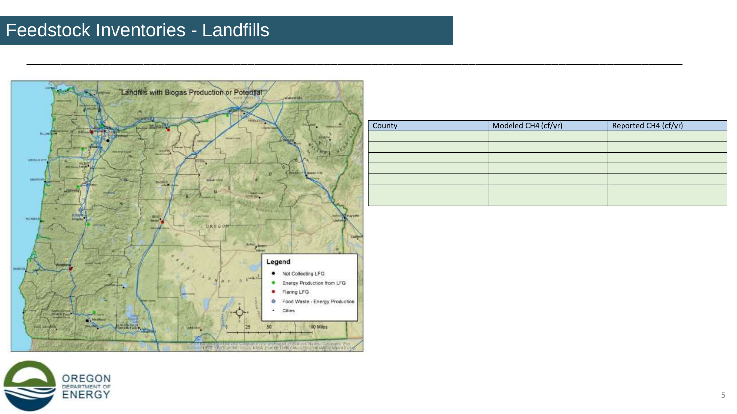# Feedstock Inventories - Landfills

| County | Modeled CH4 (cf/yr) | Reported CH4 (cf/yr) |
|---|---|---|
| | | |
| | | |
| | | |
| | | |
| | | |
| | | |
| | | |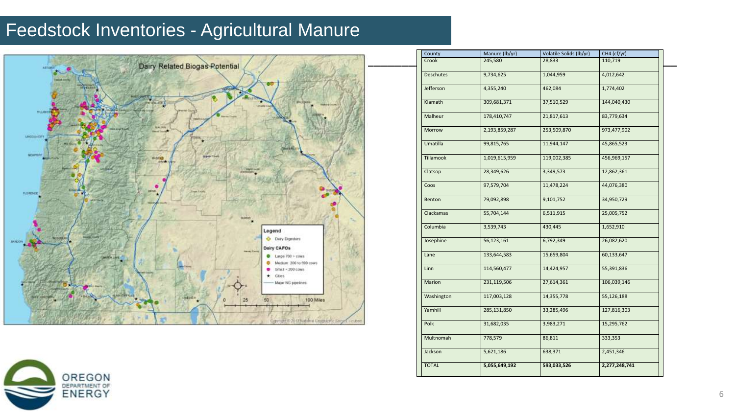# Feedstock Inventories - Agricultural Manure

| County | Manure (lb/yr) | Volatile Solids (lb/yr) | $CH_4$ (cf/yr) |
|---|---|---|---|
| Crook | 245,580 | 28,833 | 110,719 |
| Deschutes | 9,734,625 | 1,044,959 | 4,012,642 |
| Jefferson | 4,355,240 | 462,084 | 1,774,402 |
| Klamath | 309,681,371 | 37,510,529 | 144,040,430 |
| Malheur | 178,410,747 | 21,817,613 | 83,779,634 |
| Morrow | 2,193,859,287 | 253,509,870 | 973,477,902 |
| Umatilla | 99,815,765 | 11,944,147 | 45,865,523 |
| Tillamook | 1,019,615,959 | 119,002,385 | 456,969,157 |
| Clatsop | 28,349,626 | 3,349,573 | 12,862,361 |
| Coos | 97,579,704 | 11,478,224 | 44,076,380 |
| Benton | 79,092,898 | 9,101,752 | 34,950,729 |
| Clackamas | 55,704,144 | 6,511,915 | 25,005,752 |
| Columbia | 3,539,743 | 430,445 | 1,652,910 |
| Josephine | 56,123,161 | 6,792,349 | 26,082,620 |
| Lane | 133,644,583 | 15,659,804 | 60,133,647 |
| Linn | 114,560,477 | 14,424,957 | 55,391,836 |
| Marion | 231,119,506 | 27,614,361 | 106,039,146 |
| Washington | 117,003,128 | 14,355,778 | 55,126,188 |
| Yamhill | 285,131,850 | 33,285,496 | 127,816,303 |
| Polk | 31,682,035 | 3,983,271 | 15,295,762 |
| Multnomah | 778,579 | 86,811 | 333,353 |
| Jackson | 5,621,186 | 638,371 | 2,451,346 |
| TOTAL | **5,055,649,192** | **593,033,526** | **2,277,248,741** |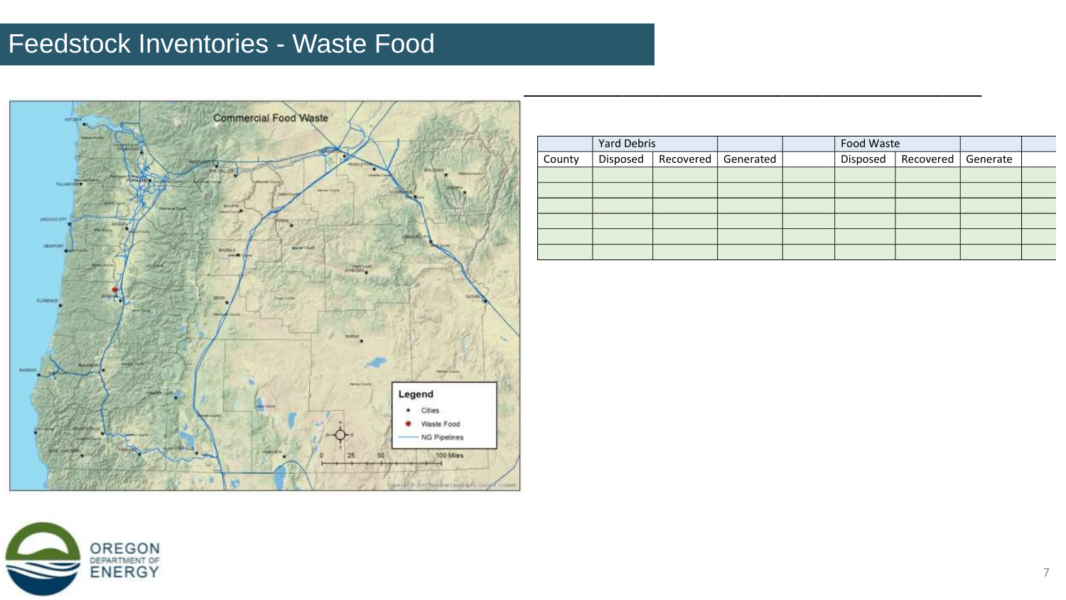# Feedstock Inventories - Waste Food

| | Yard Debris | | | | Food Waste | | | |
|---|---|---|---|---|---|---|---|---|
| County | Disposed | Recovered | Generated | | Disposed | Recovered | Generate | |
| | | | | | | | | |
| | | | | | | | | |
| | | | | | | | | |
| | | | | | | | | |
| | | | | | | | | |
| | | | | | | | | |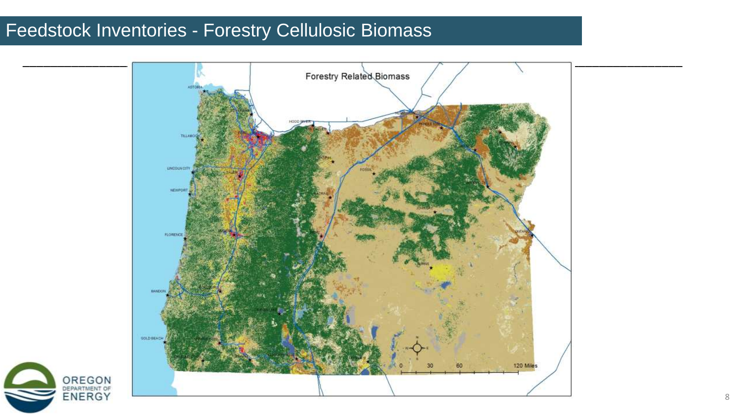# Feedstock Inventories - Forestry Cellulosic Biomass

Forestry Related Biomass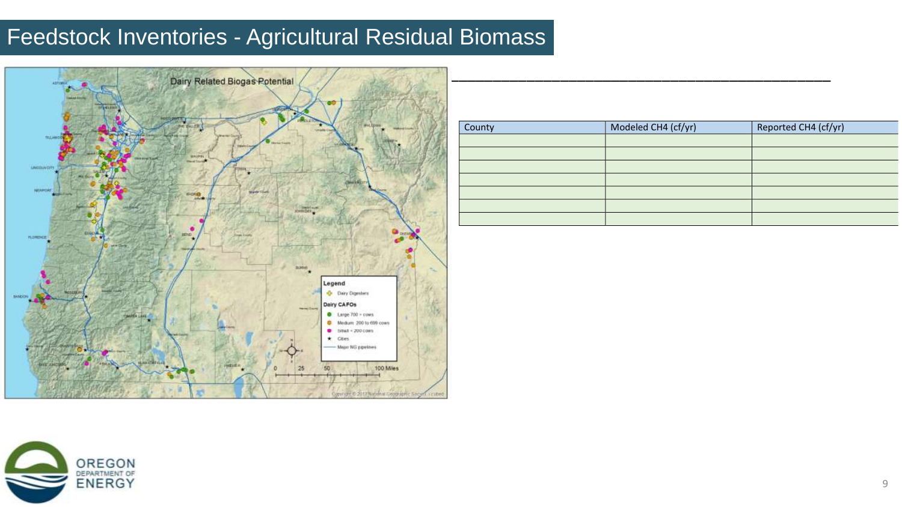# Feedstock Inventories - Agricultural Residual Biomass

| County | Modeled CH4 (cf/yr) | Reported CH4 (cf/yr) |
|---|---|---|
| | | |
| | | |
| | | |
| | | |
| | | |
| | | |
| | | |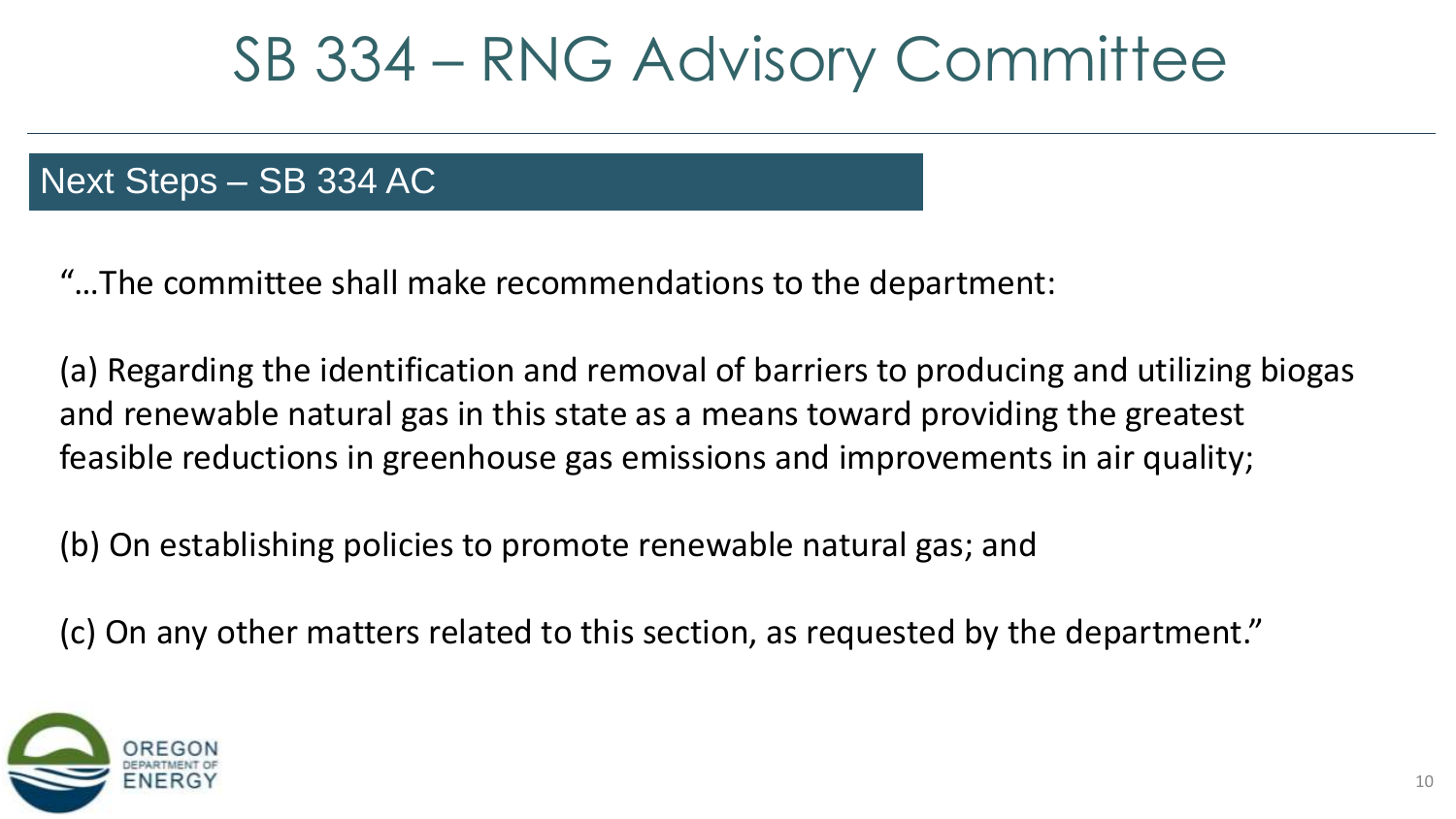# SB 334 – RNG Advisory Committee

## Next Steps – SB 334 AC

"…The committee shall make recommendations to the department:

(a) Regarding the identification and removal of barriers to producing and utilizing biogas and renewable natural gas in this state as a means toward providing the greatest feasible reductions in greenhouse gas emissions and improvements in air quality;

(b) On establishing policies to promote renewable natural gas; and

(c) On any other matters related to this section, as requested by the department."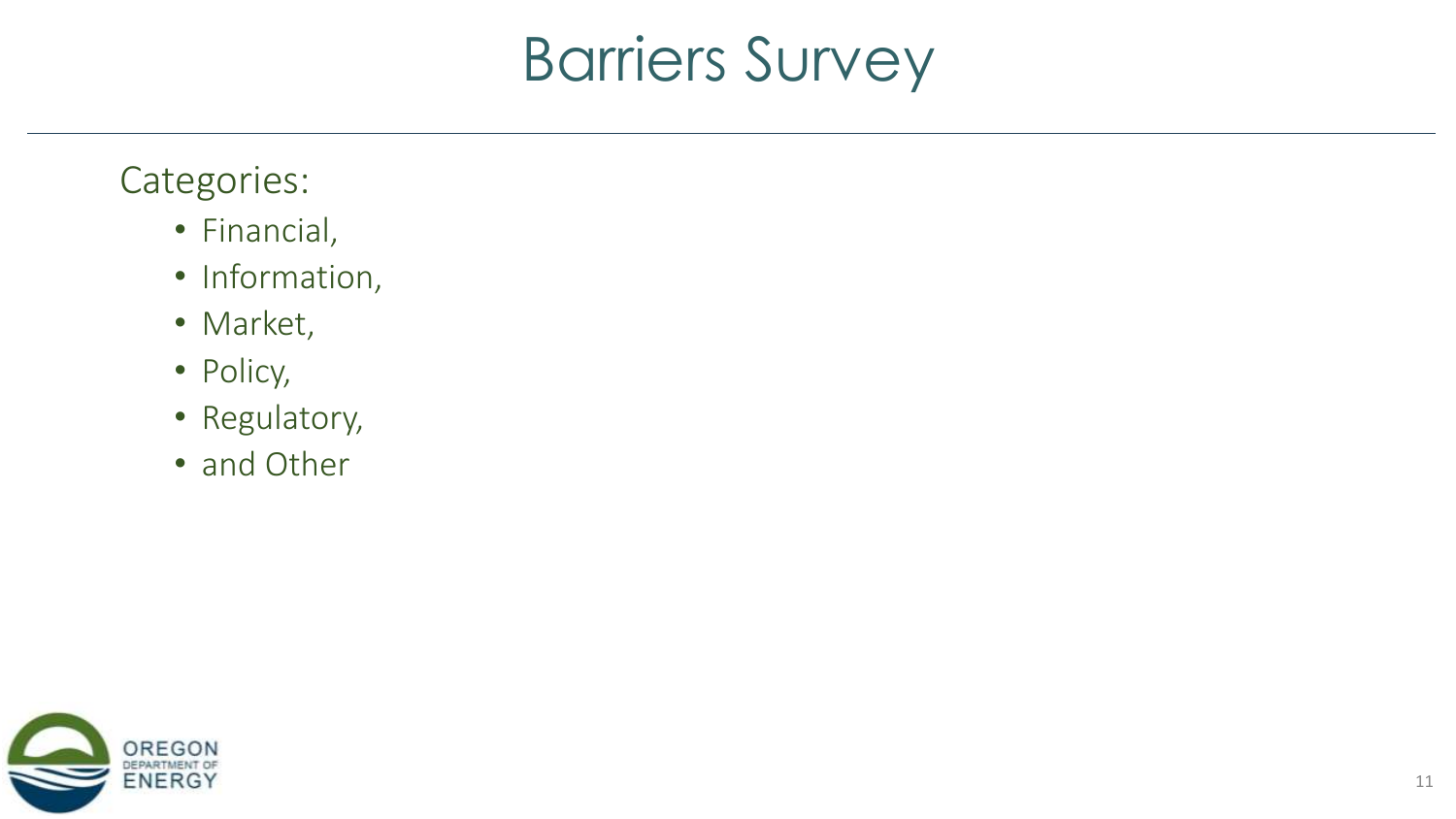# Barriers Survey

Categories:

- Financial,
- Information,
- Market,
- Policy,
- Regulatory,
- and Other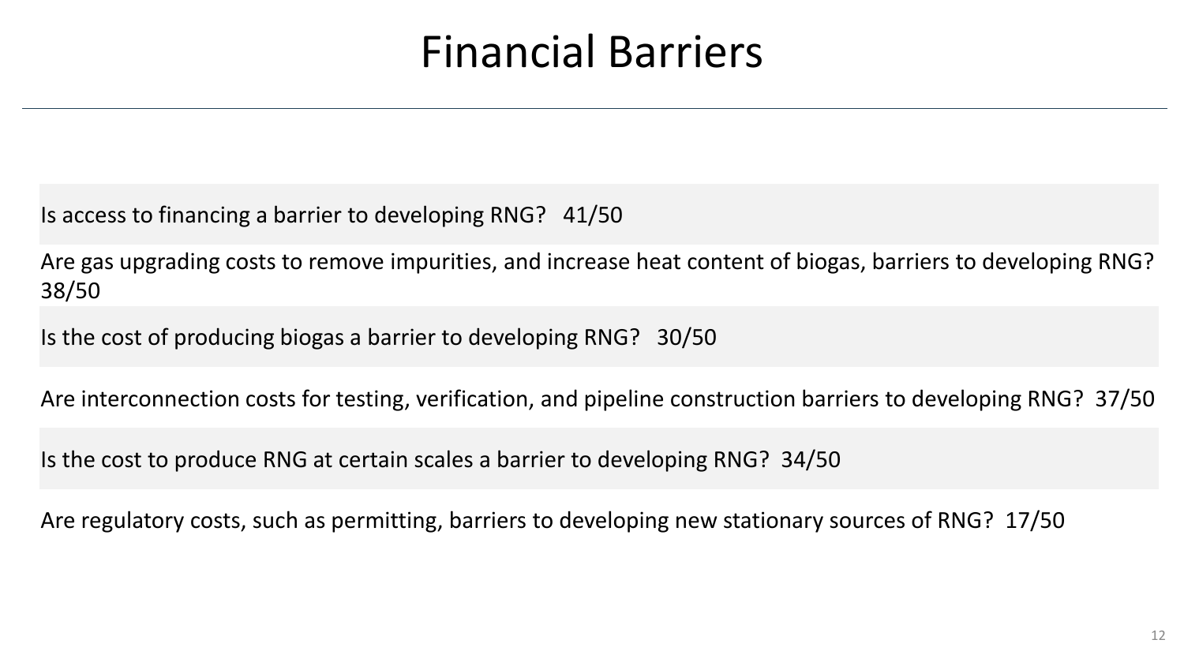# Financial Barriers

Is access to financing a barrier to developing RNG? 41/50

Are gas upgrading costs to remove impurities, and increase heat content of biogas, barriers to developing RNG? 38/50

Is the cost of producing biogas a barrier to developing RNG? 30/50

Are interconnection costs for testing, verification, and pipeline construction barriers to developing RNG? 37/50

Is the cost to produce RNG at certain scales a barrier to developing RNG? 34/50

Are regulatory costs, such as permitting, barriers to developing new stationary sources of RNG? 17/50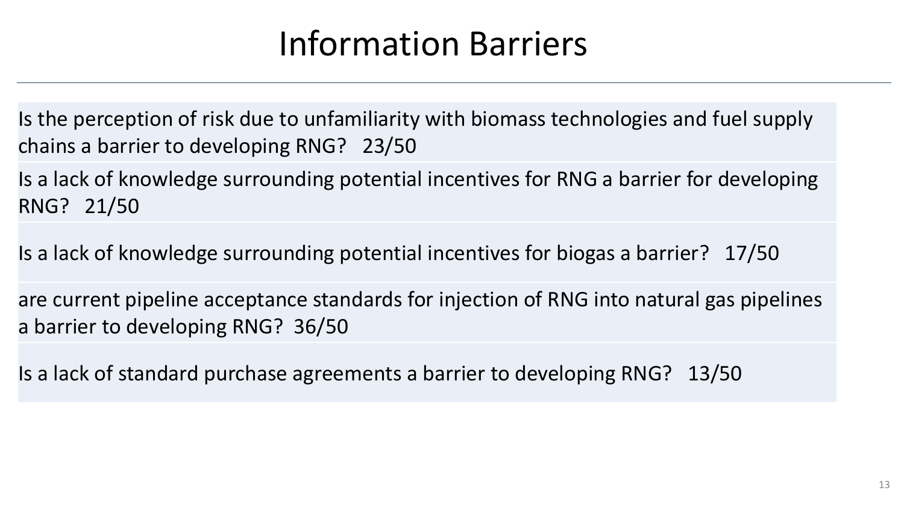# Information Barriers

Is the perception of risk due to unfamiliarity with biomass technologies and fuel supply chains a barrier to developing RNG? 23/50

Is a lack of knowledge surrounding potential incentives for RNG a barrier for developing RNG? 21/50

Is a lack of knowledge surrounding potential incentives for biogas a barrier? 17/50

are current pipeline acceptance standards for injection of RNG into natural gas pipelines a barrier to developing RNG? 36/50

Is a lack of standard purchase agreements a barrier to developing RNG? 13/50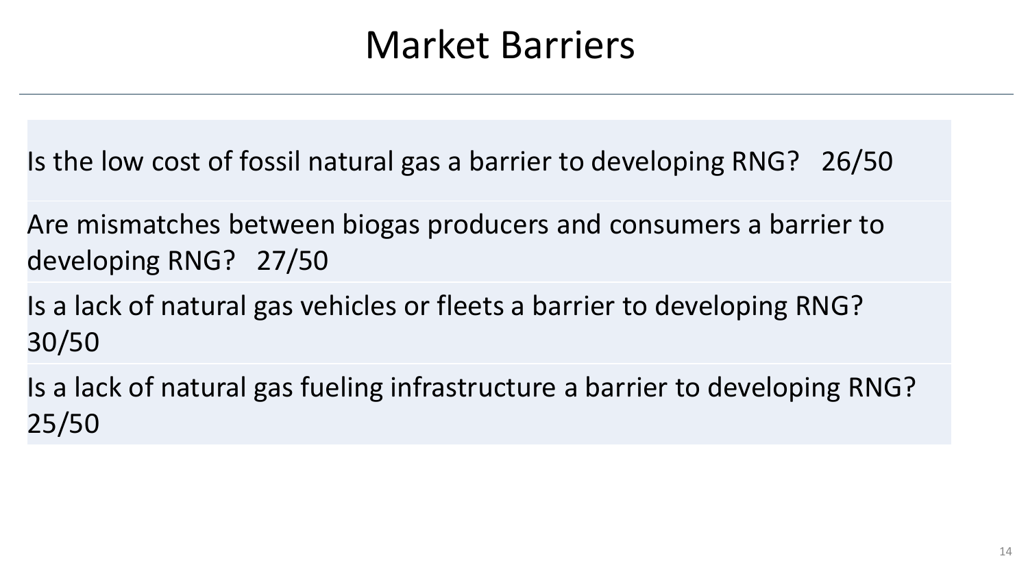# Market Barriers

Is the low cost of fossil natural gas a barrier to developing RNG? 26/50

Are mismatches between biogas producers and consumers a barrier to developing RNG? 27/50

Is a lack of natural gas vehicles or fleets a barrier to developing RNG? 30/50

Is a lack of natural gas fueling infrastructure a barrier to developing RNG? 25/50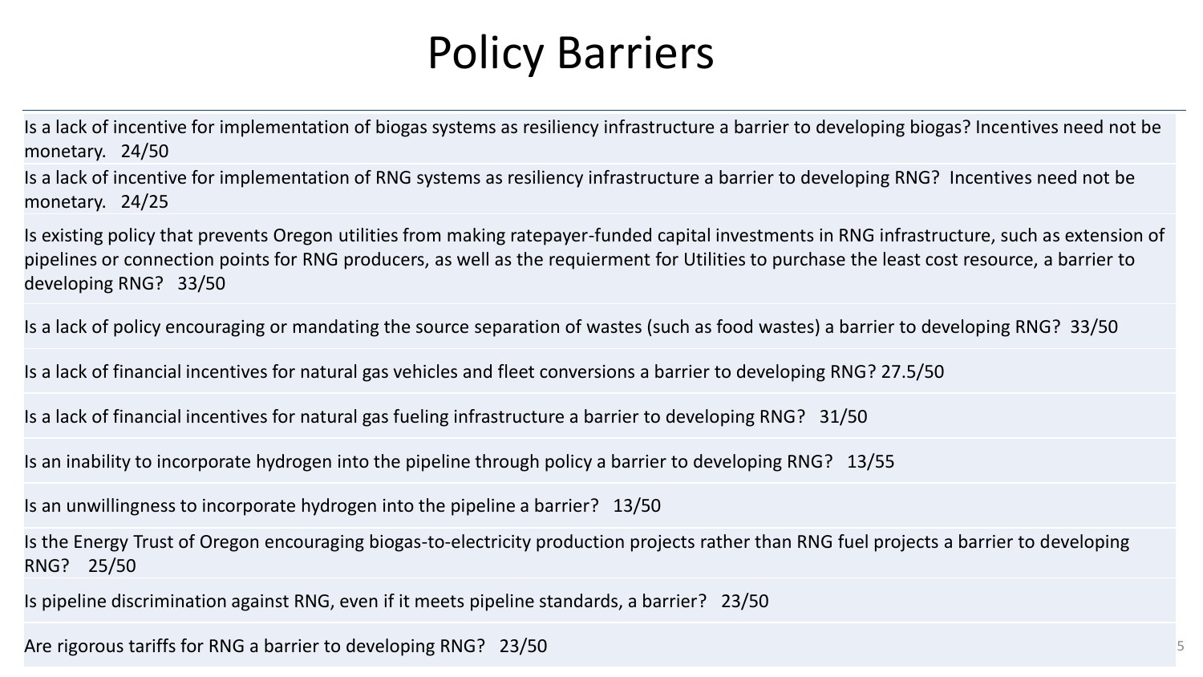# Policy Barriers

Is a lack of incentive for implementation of biogas systems as resiliency infrastructure a barrier to developing biogas? Incentives need not be monetary. 24/50

Is a lack of incentive for implementation of RNG systems as resiliency infrastructure a barrier to developing RNG? Incentives need not be monetary. 24/25

Is existing policy that prevents Oregon utilities from making ratepayer-funded capital investments in RNG infrastructure, such as extension of pipelines or connection points for RNG producers, as well as the requierment for Utilities to purchase the least cost resource, a barrier to developing RNG? 33/50

Is a lack of policy encouraging or mandating the source separation of wastes (such as food wastes) a barrier to developing RNG? 33/50

Is a lack of financial incentives for natural gas vehicles and fleet conversions a barrier to developing RNG? 27.5/50

Is a lack of financial incentives for natural gas fueling infrastructure a barrier to developing RNG? 31/50

Is an inability to incorporate hydrogen into the pipeline through policy a barrier to developing RNG? 13/55

Is an unwillingness to incorporate hydrogen into the pipeline a barrier? 13/50

Is the Energy Trust of Oregon encouraging biogas-to-electricity production projects rather than RNG fuel projects a barrier to developing RNG? 25/50

Is pipeline discrimination against RNG, even if it meets pipeline standards, a barrier? 23/50

Are rigorous tariffs for RNG a barrier to developing RNG? 23/50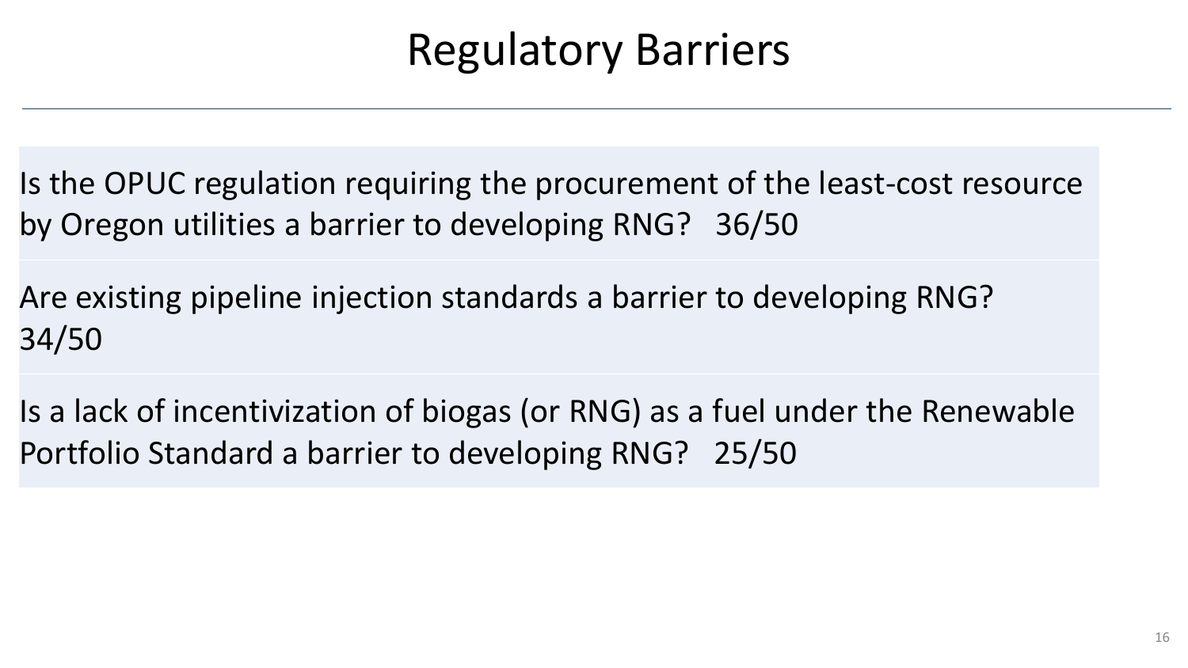# Regulatory Barriers

Is the OPUC regulation requiring the procurement of the least-cost resource by Oregon utilities a barrier to developing RNG? 36/50

Are existing pipeline injection standards a barrier to developing RNG? 34/50

Is a lack of incentivization of biogas (or RNG) as a fuel under the Renewable Portfolio Standard a barrier to developing RNG? 25/50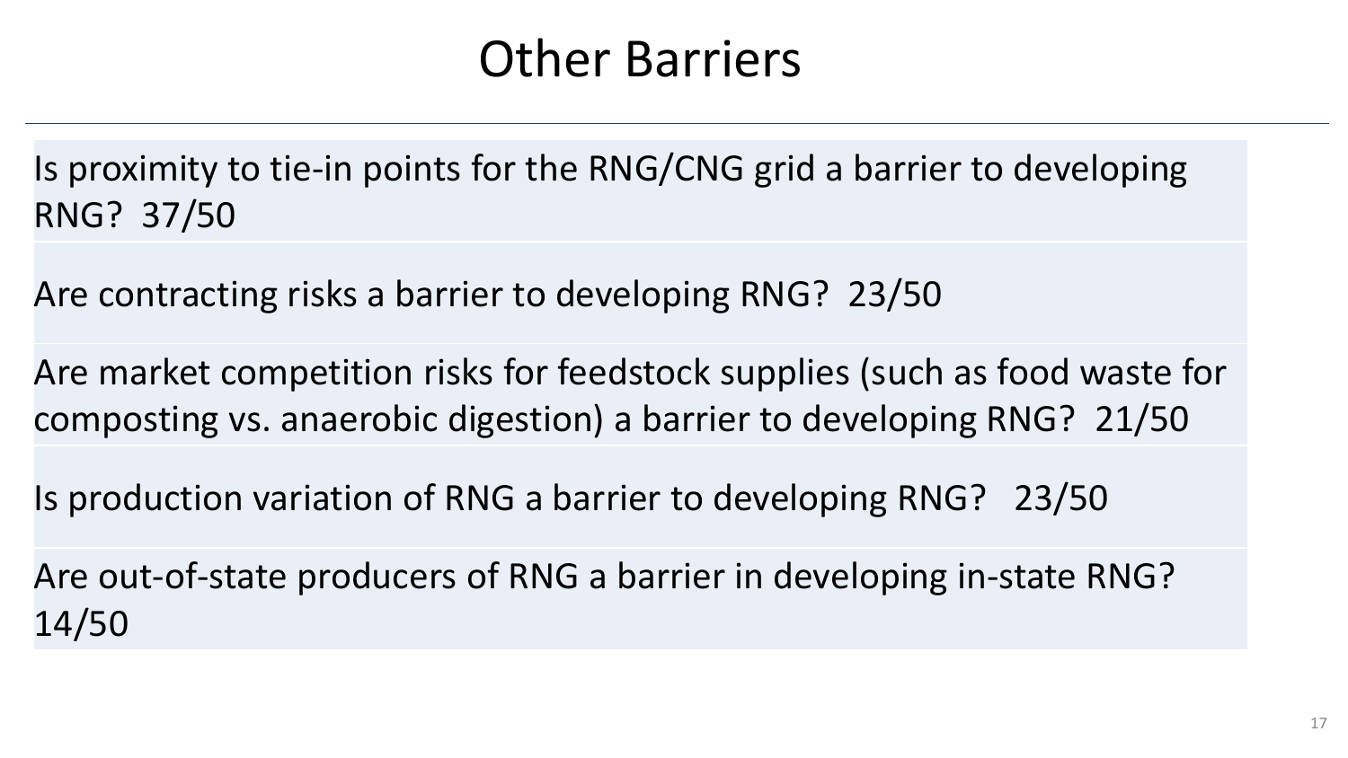# Other Barriers

Is proximity to tie-in points for the RNG/CNG grid a barrier to developing RNG? 37/50

Are contracting risks a barrier to developing RNG? 23/50

Are market competition risks for feedstock supplies (such as food waste for composting vs. anaerobic digestion) a barrier to developing RNG? 21/50

Is production variation of RNG a barrier to developing RNG? 23/50

Are out-of-state producers of RNG a barrier in developing in-state RNG? 14/50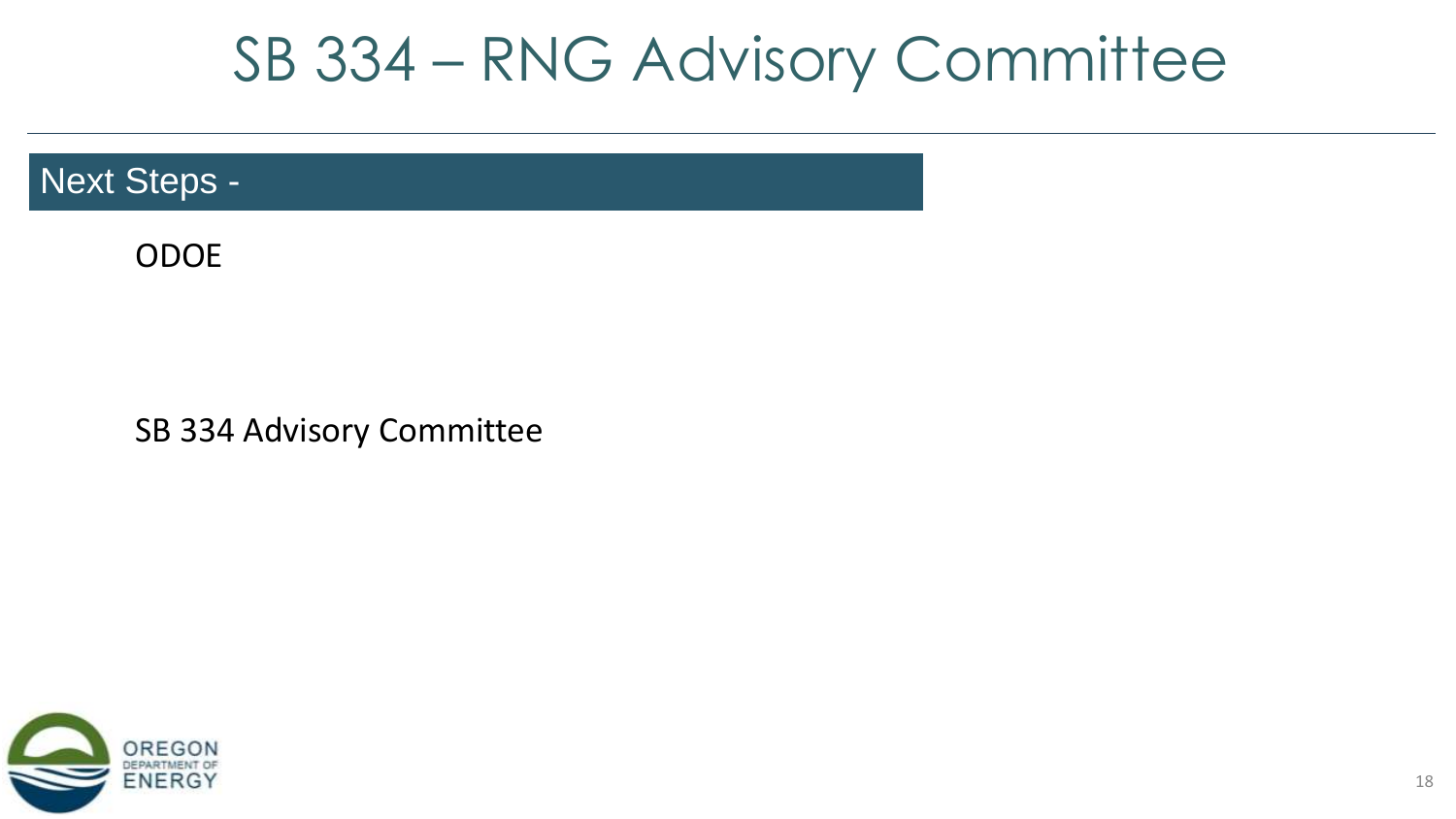# SB 334 – RNG Advisory Committee

## Next Steps -

ODOE

SB 334 Advisory Committee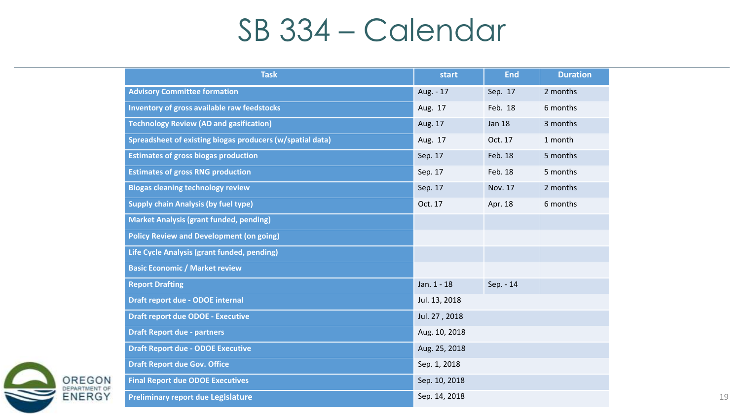# SB 334 – Calendar

| Task | start | End | Duration |
|---|---|---|---|
| **Advisory Committee formation** | Aug. - 17 | Sep. 17 | 2 months |
| **Inventory of gross available raw feedstocks** | Aug. 17 | Feb. 18 | 6 months |
| **Technology Review (AD and gasification)** | Aug. 17 | Jan 18 | 3 months |
| **Spreadsheet of existing biogas producers (w/spatial data)** | Aug. 17 | Oct. 17 | 1 month |
| **Estimates of gross biogas production** | Sep. 17 | Feb. 18 | 5 months |
| **Estimates of gross RNG production** | Sep. 17 | Feb. 18 | 5 months |
| **Biogas cleaning technology review** | Sep. 17 | Nov. 17 | 2 months |
| **Supply chain Analysis (by fuel type)** | Oct. 17 | Apr. 18 | 6 months |
| **Market Analysis (grant funded, pending)** | | | |
| **Policy Review and Development (on going)** | | | |
| **Life Cycle Analysis (grant funded, pending)** | | | |
| **Basic Economic / Market review** | | | |
| **Report Drafting** | Jan. 1 - 18 | Sep. - 14 | |
| **Draft report due - ODOE internal** | Jul. 13, 2018 | | |
| **Draft report due ODOE - Executive** | Jul. 27 , 2018 | | |
| **Draft Report due - partners** | Aug. 10, 2018 | | |
| **Draft Report due - ODOE Executive** | Aug. 25, 2018 | | |
| **Draft Report due Gov. Office** | Sep. 1, 2018 | | |
| **Final Report due ODOE Executives** | Sep. 10, 2018 | | |
| **Preliminary report due Legislature** | Sep. 14, 2018 | | |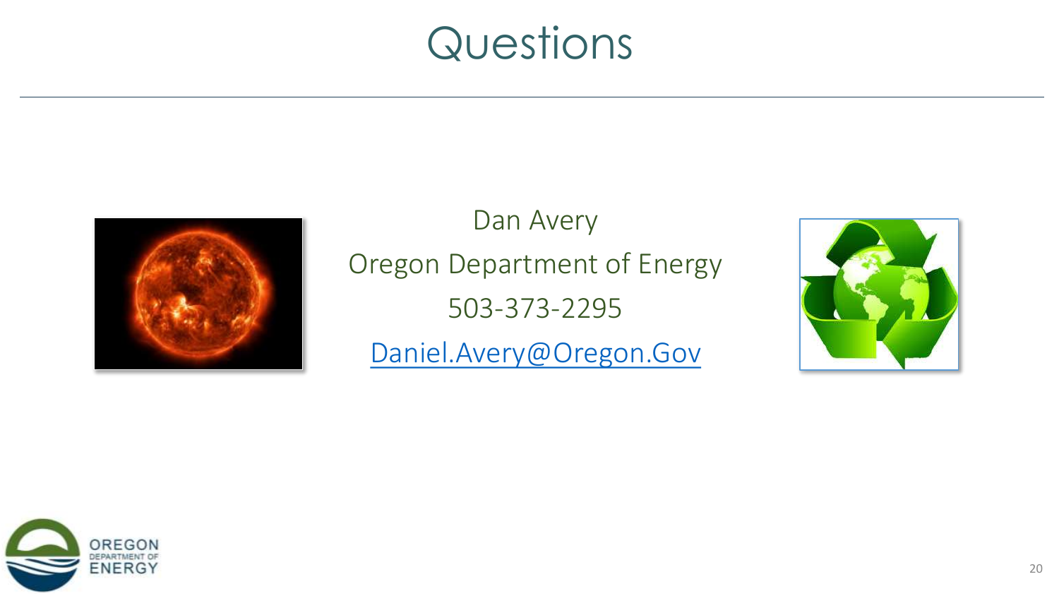# Questions

Dan Avery

Oregon Department of Energy

503-373-2295

Daniel.Avery@Oregon.Gov